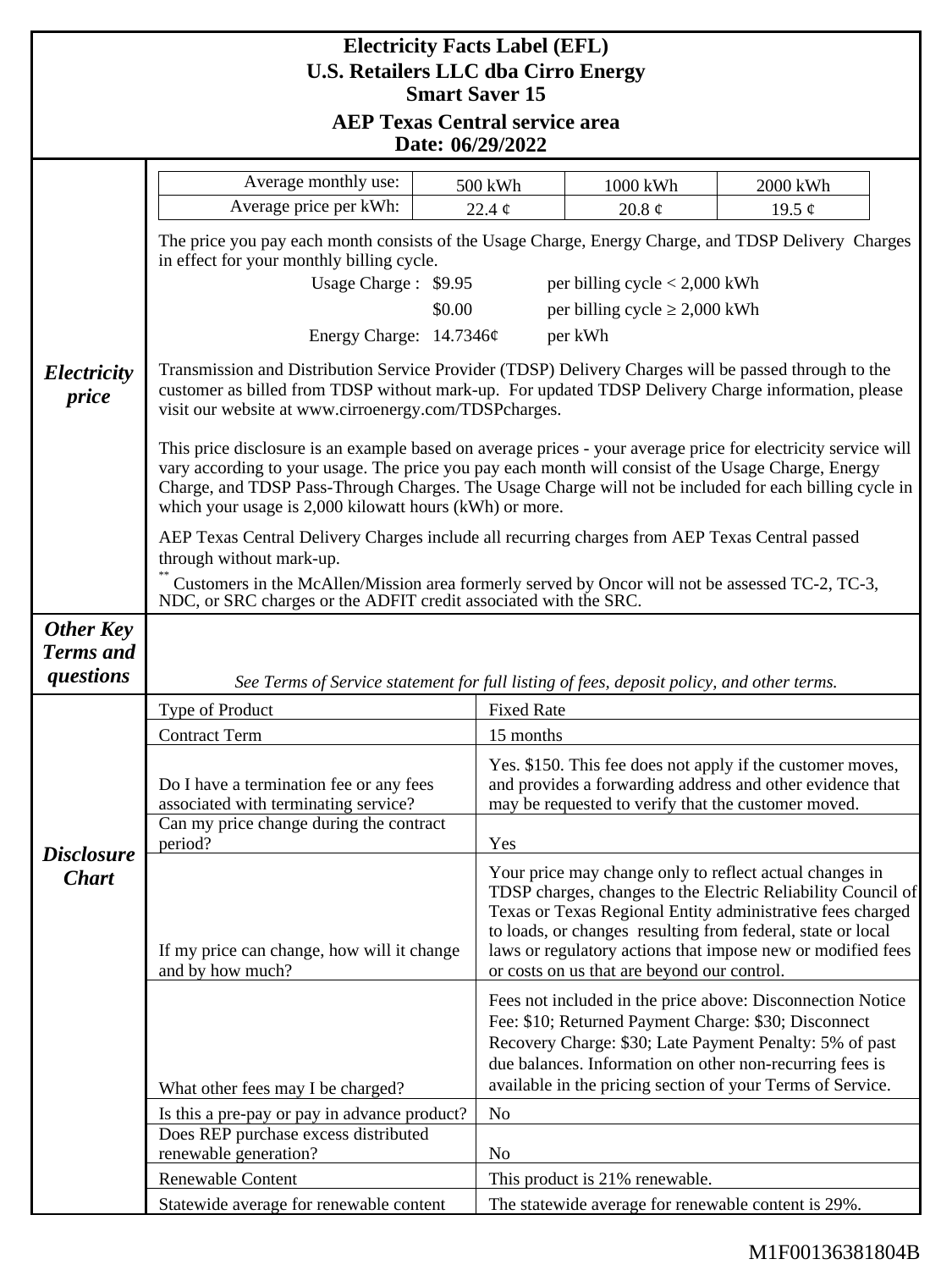# Electricity Facts Label (EFL)
## U.S. Retailers LLC dba Cirro Energy
## Smart Saver 15
## AEP Texas Central service area
## Date: 06/29/2022

### *Electricity price*

| Average monthly use: | 500 kWh | 1000 kWh | 2000 kWh |
|---|---|---|---|
| Average price per kWh: | 22.4 ¢ | 20.8 ¢ | 19.5 ¢ |

The price you pay each month consists of the Usage Charge, Energy Charge, and TDSP Delivery Charges in effect for your monthly billing cycle.

| | | |
|---|---|---|
| Usage Charge : | $9.95 | per billing cycle < 2,000 kWh |
| | $0.00 | per billing cycle ≥ 2,000 kWh |
| Energy Charge: | 14.7346¢ | per kWh |

Transmission and Distribution Service Provider (TDSP) Delivery Charges will be passed through to the customer as billed from TDSP without mark-up. For updated TDSP Delivery Charge information, please visit our website at www.cirroenergy.com/TDSPcharges.

This price disclosure is an example based on average prices - your average price for electricity service will vary according to your usage. The price you pay each month will consist of the Usage Charge, Energy Charge, and TDSP Pass-Through Charges. The Usage Charge will not be included for each billing cycle in which your usage is 2,000 kilowatt hours (kWh) or more.

AEP Texas Central Delivery Charges include all recurring charges from AEP Texas Central passed through without mark-up.

** Customers in the McAllen/Mission area formerly served by Oncor will not be assessed TC-2, TC-3, NDC, or SRC charges or the ADFIT credit associated with the SRC.

### *Other Key Terms and questions*

*See Terms of Service statement for full listing of fees, deposit policy, and other terms.*

### *Disclosure Chart*

| | |
|---|---|
| Type of Product | Fixed Rate |
| Contract Term | 15 months |
| Do I have a termination fee or any fees associated with terminating service? | Yes. $150. This fee does not apply if the customer moves, and provides a forwarding address and other evidence that may be requested to verify that the customer moved. |
| Can my price change during the contract period? | Yes |
| If my price can change, how will it change and by how much? | Your price may change only to reflect actual changes in TDSP charges, changes to the Electric Reliability Council of Texas or Texas Regional Entity administrative fees charged to loads, or changes resulting from federal, state or local laws or regulatory actions that impose new or modified fees or costs on us that are beyond our control. |
| What other fees may I be charged? | Fees not included in the price above: Disconnection Notice Fee: $10; Returned Payment Charge: $30; Disconnect Recovery Charge: $30; Late Payment Penalty: 5% of past due balances. Information on other non-recurring fees is available in the pricing section of your Terms of Service. |
| Is this a pre-pay or pay in advance product? | No |
| Does REP purchase excess distributed renewable generation? | No |
| Renewable Content | This product is 21% renewable. |
| Statewide average for renewable content | The statewide average for renewable content is 29%. |

M1F00136381804B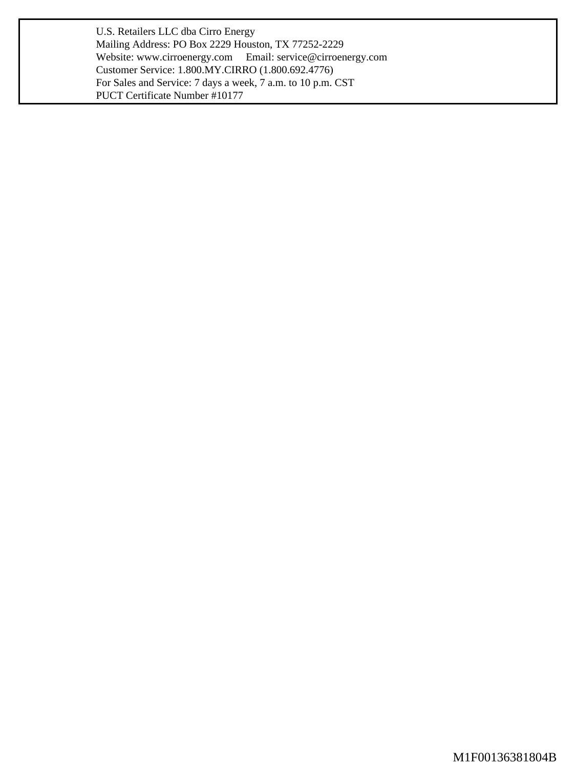U.S. Retailers LLC dba Cirro Energy
Mailing Address: PO Box 2229 Houston, TX 77252-2229
Website: www.cirroenergy.com Email: service@cirroenergy.com
Customer Service: 1.800.MY.CIRRO (1.800.692.4776)
For Sales and Service: 7 days a week, 7 a.m. to 10 p.m. CST
PUCT Certificate Number #10177

M1F00136381804B